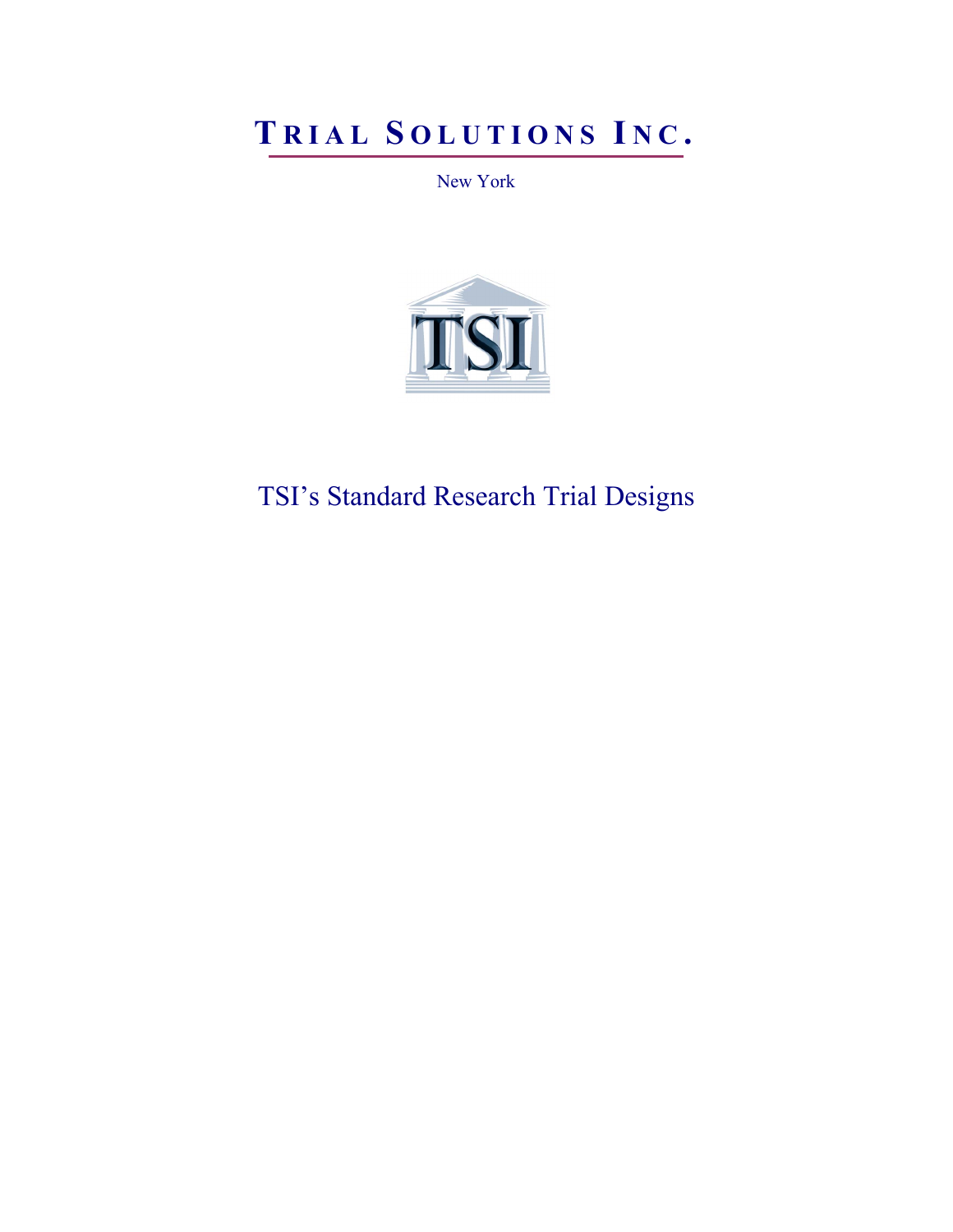# TRIAL SOLUTIONS INC.

New York

TSI

## TSI's Standard Research Trial Designs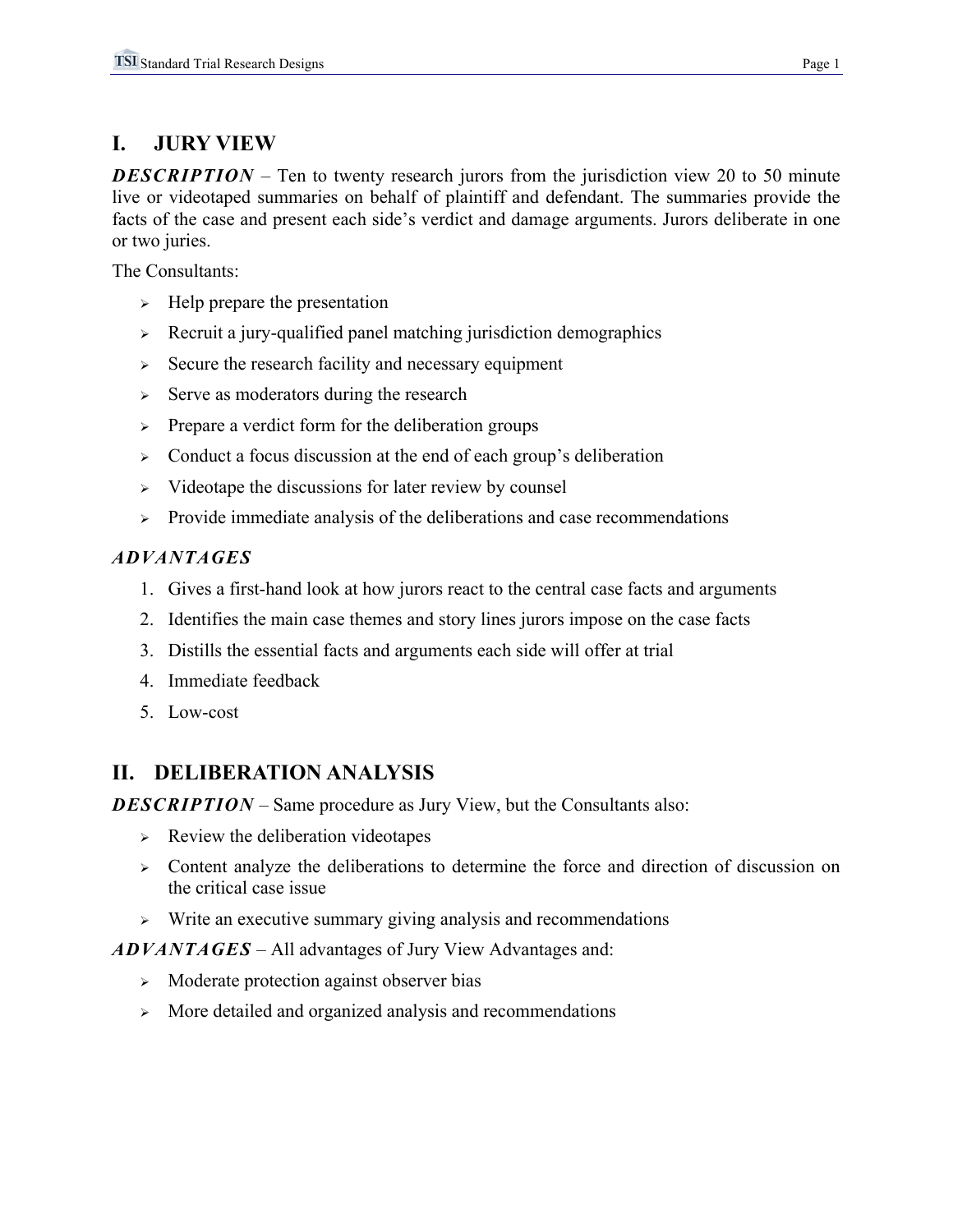## I. JURY VIEW

***DESCRIPTION*** – Ten to twenty research jurors from the jurisdiction view 20 to 50 minute live or videotaped summaries on behalf of plaintiff and defendant. The summaries provide the facts of the case and present each side's verdict and damage arguments. Jurors deliberate in one or two juries.

The Consultants:

- Help prepare the presentation
- Recruit a jury-qualified panel matching jurisdiction demographics
- Secure the research facility and necessary equipment
- Serve as moderators during the research
- Prepare a verdict form for the deliberation groups
- Conduct a focus discussion at the end of each group's deliberation
- Videotape the discussions for later review by counsel
- Provide immediate analysis of the deliberations and case recommendations

***ADVANTAGES***

1. Gives a first-hand look at how jurors react to the central case facts and arguments
2. Identifies the main case themes and story lines jurors impose on the case facts
3. Distills the essential facts and arguments each side will offer at trial
4. Immediate feedback
5. Low-cost

## II. DELIBERATION ANALYSIS

***DESCRIPTION*** – Same procedure as Jury View, but the Consultants also:

- Review the deliberation videotapes
- Content analyze the deliberations to determine the force and direction of discussion on the critical case issue
- Write an executive summary giving analysis and recommendations

***ADVANTAGES*** – All advantages of Jury View Advantages and:

- Moderate protection against observer bias
- More detailed and organized analysis and recommendations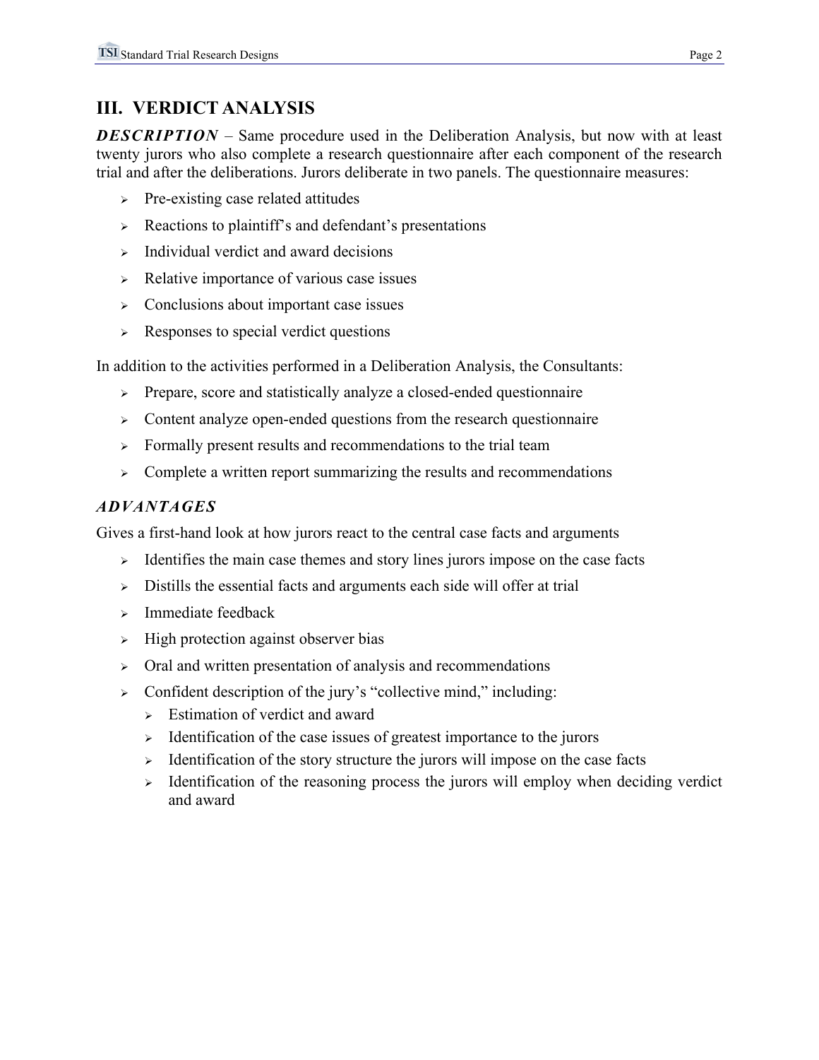## III. VERDICT ANALYSIS

***DESCRIPTION*** – Same procedure used in the Deliberation Analysis, but now with at least twenty jurors who also complete a research questionnaire after each component of the research trial and after the deliberations. Jurors deliberate in two panels. The questionnaire measures:

- Pre-existing case related attitudes
- Reactions to plaintiff's and defendant's presentations
- Individual verdict and award decisions
- Relative importance of various case issues
- Conclusions about important case issues
- Responses to special verdict questions

In addition to the activities performed in a Deliberation Analysis, the Consultants:

- Prepare, score and statistically analyze a closed-ended questionnaire
- Content analyze open-ended questions from the research questionnaire
- Formally present results and recommendations to the trial team
- Complete a written report summarizing the results and recommendations

***ADVANTAGES***

Gives a first-hand look at how jurors react to the central case facts and arguments

- Identifies the main case themes and story lines jurors impose on the case facts
- Distills the essential facts and arguments each side will offer at trial
- Immediate feedback
- High protection against observer bias
- Oral and written presentation of analysis and recommendations
- Confident description of the jury's "collective mind," including:
  - Estimation of verdict and award
  - Identification of the case issues of greatest importance to the jurors
  - Identification of the story structure the jurors will impose on the case facts
  - Identification of the reasoning process the jurors will employ when deciding verdict and award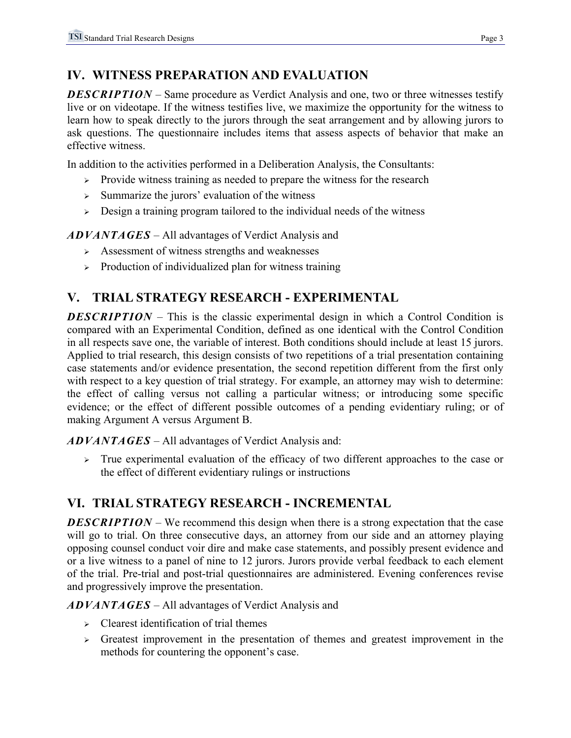## IV. WITNESS PREPARATION AND EVALUATION

***DESCRIPTION*** – Same procedure as Verdict Analysis and one, two or three witnesses testify live or on videotape. If the witness testifies live, we maximize the opportunity for the witness to learn how to speak directly to the jurors through the seat arrangement and by allowing jurors to ask questions. The questionnaire includes items that assess aspects of behavior that make an effective witness.

In addition to the activities performed in a Deliberation Analysis, the Consultants:

- Provide witness training as needed to prepare the witness for the research
- Summarize the jurors' evaluation of the witness
- Design a training program tailored to the individual needs of the witness

***ADVANTAGES*** – All advantages of Verdict Analysis and

- Assessment of witness strengths and weaknesses
- Production of individualized plan for witness training

## V. TRIAL STRATEGY RESEARCH - EXPERIMENTAL

***DESCRIPTION*** – This is the classic experimental design in which a Control Condition is compared with an Experimental Condition, defined as one identical with the Control Condition in all respects save one, the variable of interest. Both conditions should include at least 15 jurors. Applied to trial research, this design consists of two repetitions of a trial presentation containing case statements and/or evidence presentation, the second repetition different from the first only with respect to a key question of trial strategy. For example, an attorney may wish to determine: the effect of calling versus not calling a particular witness; or introducing some specific evidence; or the effect of different possible outcomes of a pending evidentiary ruling; or of making Argument A versus Argument B.

***ADVANTAGES*** – All advantages of Verdict Analysis and:

- True experimental evaluation of the efficacy of two different approaches to the case or the effect of different evidentiary rulings or instructions

## VI. TRIAL STRATEGY RESEARCH - INCREMENTAL

***DESCRIPTION*** – We recommend this design when there is a strong expectation that the case will go to trial. On three consecutive days, an attorney from our side and an attorney playing opposing counsel conduct voir dire and make case statements, and possibly present evidence and or a live witness to a panel of nine to 12 jurors. Jurors provide verbal feedback to each element of the trial. Pre-trial and post-trial questionnaires are administered. Evening conferences revise and progressively improve the presentation.

***ADVANTAGES*** – All advantages of Verdict Analysis and

- Clearest identification of trial themes
- Greatest improvement in the presentation of themes and greatest improvement in the methods for countering the opponent's case.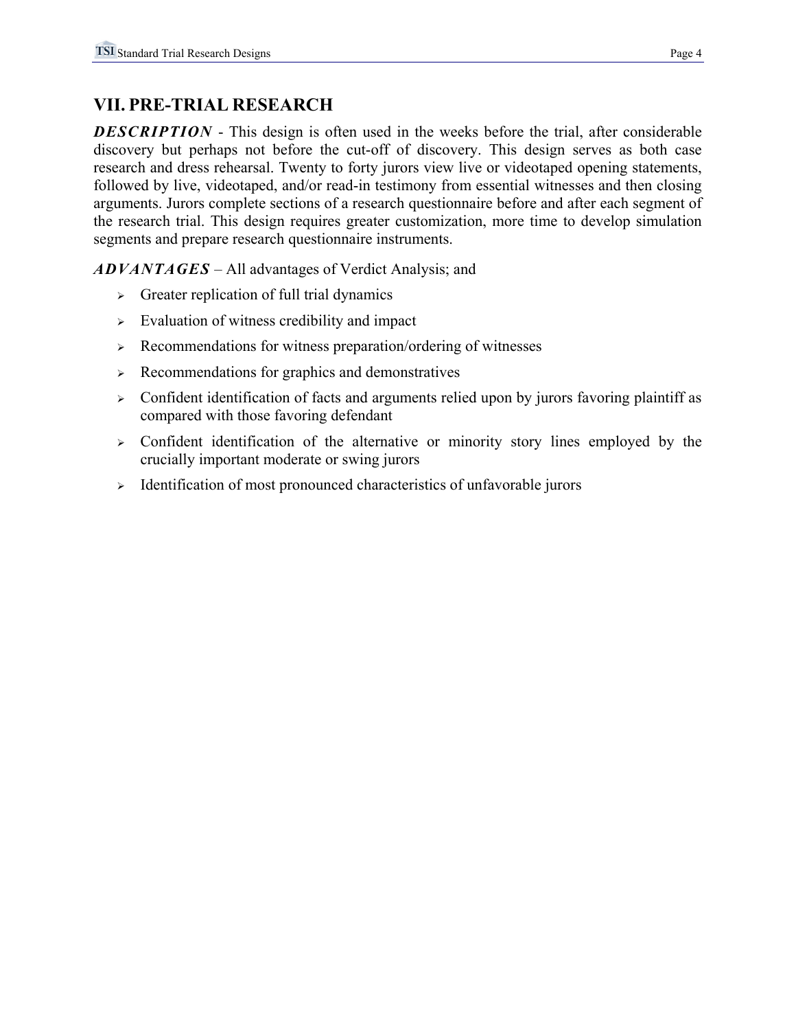## VII. PRE-TRIAL RESEARCH

***DESCRIPTION*** - This design is often used in the weeks before the trial, after considerable discovery but perhaps not before the cut-off of discovery. This design serves as both case research and dress rehearsal. Twenty to forty jurors view live or videotaped opening statements, followed by live, videotaped, and/or read-in testimony from essential witnesses and then closing arguments. Jurors complete sections of a research questionnaire before and after each segment of the research trial. This design requires greater customization, more time to develop simulation segments and prepare research questionnaire instruments.

***ADVANTAGES*** – All advantages of Verdict Analysis; and

- Greater replication of full trial dynamics
- Evaluation of witness credibility and impact
- Recommendations for witness preparation/ordering of witnesses
- Recommendations for graphics and demonstratives
- Confident identification of facts and arguments relied upon by jurors favoring plaintiff as compared with those favoring defendant
- Confident identification of the alternative or minority story lines employed by the crucially important moderate or swing jurors
- Identification of most pronounced characteristics of unfavorable jurors